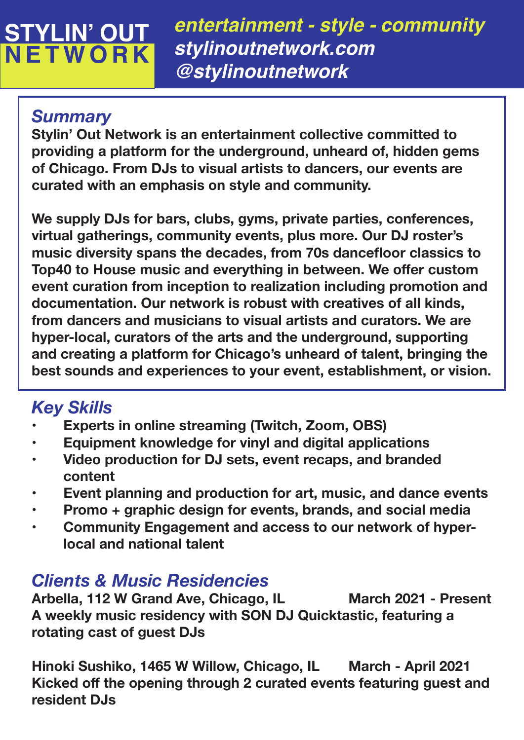# STYLIN' OUT NETWORK

*entertainment - style - community*
*stylinoutnetwork.com*
*@stylinoutnetwork*

## *Summary*

**Stylin' Out Network is an entertainment collective committed to providing a platform for the underground, unheard of, hidden gems of Chicago. From DJs to visual artists to dancers, our events are curated with an emphasis on style and community.**

**We supply DJs for bars, clubs, gyms, private parties, conferences, virtual gatherings, community events, plus more. Our DJ roster's music diversity spans the decades, from 70s dancefloor classics to Top40 to House music and everything in between. We offer custom event curation from inception to realization including promotion and documentation. Our network is robust with creatives of all kinds, from dancers and musicians to visual artists and curators. We are hyper-local, curators of the arts and the underground, supporting and creating a platform for Chicago's unheard of talent, bringing the best sounds and experiences to your event, establishment, or vision.**

## *Key Skills*

- **Experts in online streaming (Twitch, Zoom, OBS)**
- **Equipment knowledge for vinyl and digital applications**
- **Video production for DJ sets, event recaps, and branded content**
- **Event planning and production for art, music, and dance events**
- **Promo + graphic design for events, brands, and social media**
- **Community Engagement and access to our network of hyper-local and national talent**

## *Clients & Music Residencies*

**Arbella, 112 W Grand Ave, Chicago, IL — March 2021 - Present**
**A weekly music residency with SON DJ Quicktastic, featuring a rotating cast of guest DJs**

**Hinoki Sushiko, 1465 W Willow, Chicago, IL — March - April 2021**
**Kicked off the opening through 2 curated events featuring guest and resident DJs**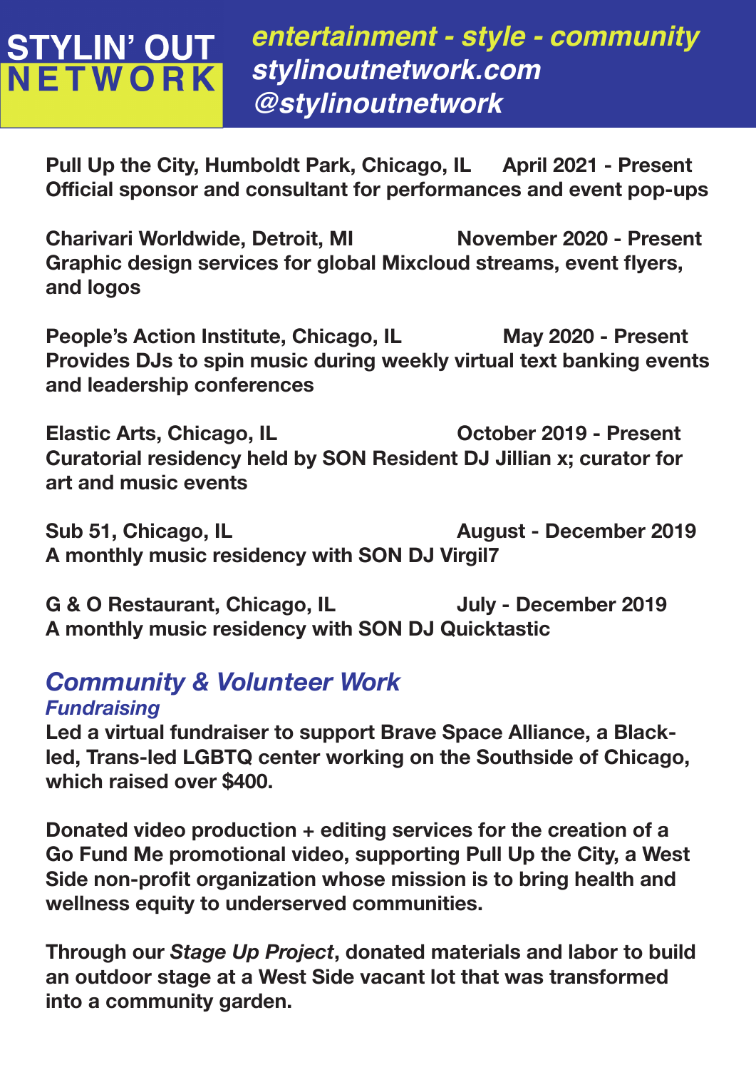**STYLIN' OUT NETWORK**

***entertainment - style - community***
***stylinoutnetwork.com***
***@stylinoutnetwork***

**Pull Up the City, Humboldt Park, Chicago, IL April 2021 - Present**
**Official sponsor and consultant for performances and event pop-ups**

**Charivari Worldwide, Detroit, MI November 2020 - Present**
**Graphic design services for global Mixcloud streams, event flyers, and logos**

**People's Action Institute, Chicago, IL May 2020 - Present**
**Provides DJs to spin music during weekly virtual text banking events and leadership conferences**

**Elastic Arts, Chicago, IL October 2019 - Present**
**Curatorial residency held by SON Resident DJ Jillian x; curator for art and music events**

**Sub 51, Chicago, IL August - December 2019**
**A monthly music residency with SON DJ Virgil7**

**G & O Restaurant, Chicago, IL July - December 2019**
**A monthly music residency with SON DJ Quicktastic**

## *Community & Volunteer Work*

### *Fundraising*

**Led a virtual fundraiser to support Brave Space Alliance, a Black-led, Trans-led LGBTQ center working on the Southside of Chicago, which raised over $400.**

**Donated video production + editing services for the creation of a Go Fund Me promotional video, supporting Pull Up the City, a West Side non-profit organization whose mission is to bring health and wellness equity to underserved communities.**

**Through our *Stage Up Project*, donated materials and labor to build an outdoor stage at a West Side vacant lot that was transformed into a community garden.**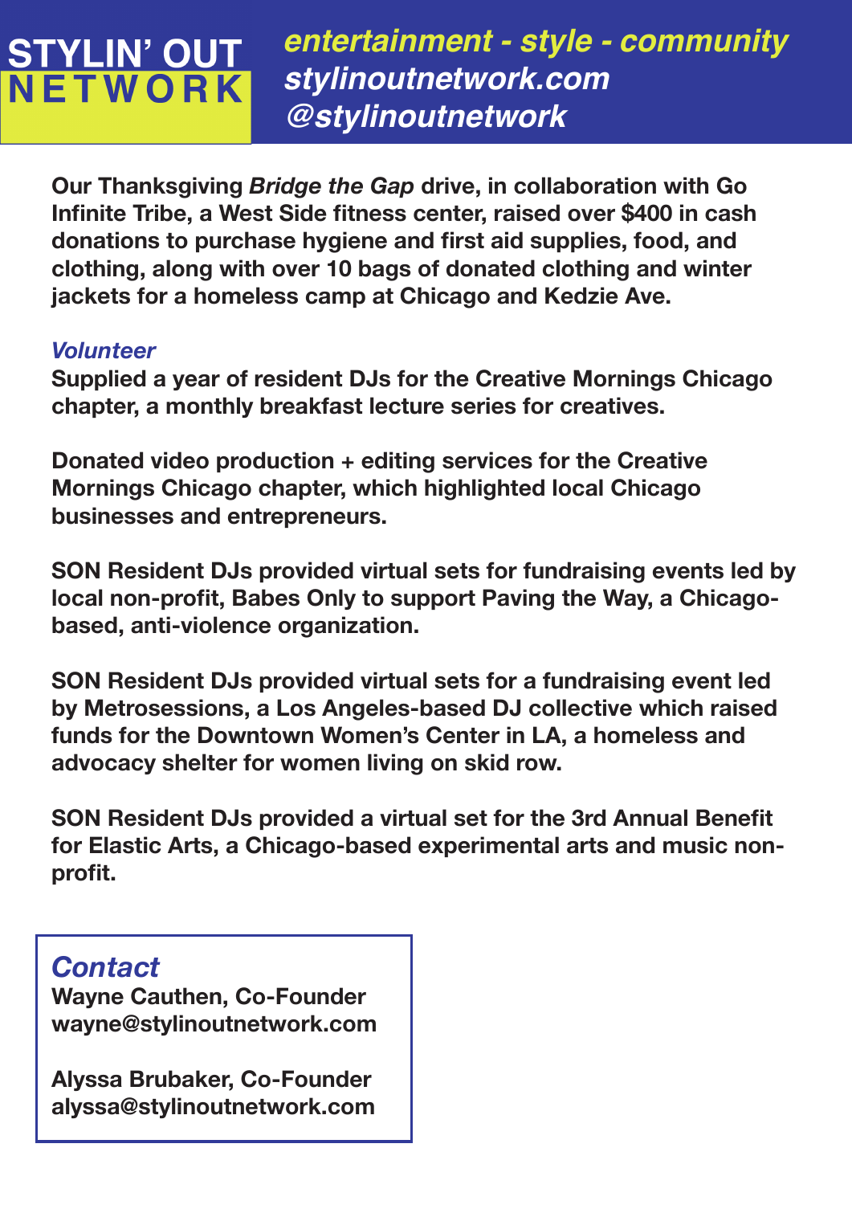# STYLIN' OUT NETWORK

*entertainment - style - community*
*stylinoutnetwork.com*
*@stylinoutnetwork*

**Our Thanksgiving *Bridge the Gap* drive, in collaboration with Go Infinite Tribe, a West Side fitness center, raised over $400 in cash donations to purchase hygiene and first aid supplies, food, and clothing, along with over 10 bags of donated clothing and winter jackets for a homeless camp at Chicago and Kedzie Ave.**

### *Volunteer*

**Supplied a year of resident DJs for the Creative Mornings Chicago chapter, a monthly breakfast lecture series for creatives.**

**Donated video production + editing services for the Creative Mornings Chicago chapter, which highlighted local Chicago businesses and entrepreneurs.**

**SON Resident DJs provided virtual sets for fundraising events led by local non-profit, Babes Only to support Paving the Way, a Chicago-based, anti-violence organization.**

**SON Resident DJs provided virtual sets for a fundraising event led by Metrosessions, a Los Angeles-based DJ collective which raised funds for the Downtown Women's Center in LA, a homeless and advocacy shelter for women living on skid row.**

**SON Resident DJs provided a virtual set for the 3rd Annual Benefit for Elastic Arts, a Chicago-based experimental arts and music non-profit.**

## *Contact*

**Wayne Cauthen, Co-Founder**
**wayne@stylinoutnetwork.com**

**Alyssa Brubaker, Co-Founder**
**alyssa@stylinoutnetwork.com**